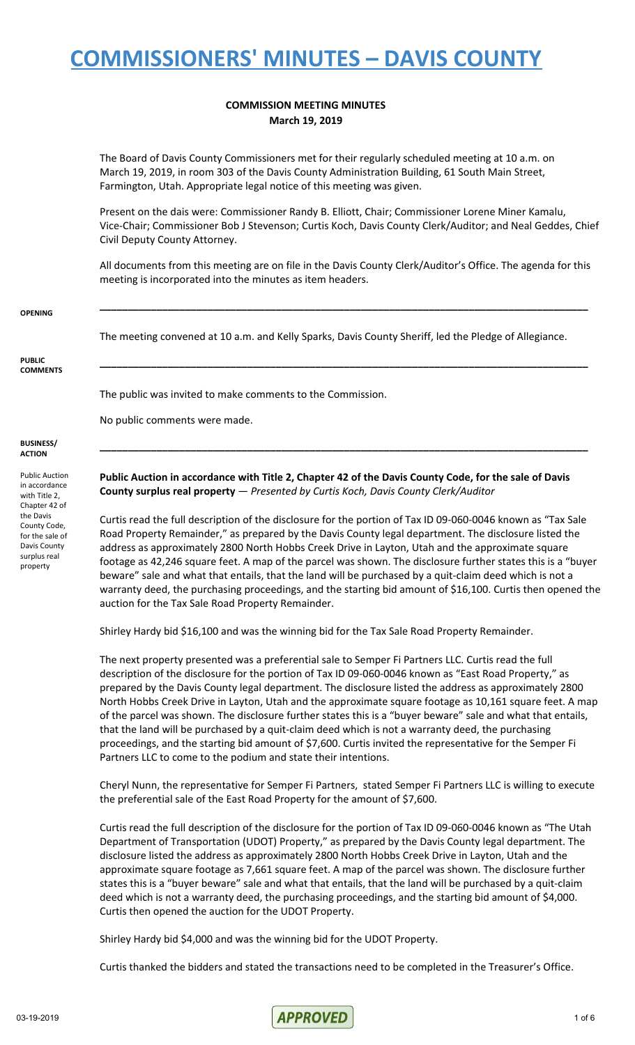# COMMISSIONERS' MINUTES – DAVIS COUNTY

**COMMISSION MEETING MINUTES**
**March 19, 2019**

The Board of Davis County Commissioners met for their regularly scheduled meeting at 10 a.m. on March 19, 2019, in room 303 of the Davis County Administration Building, 61 South Main Street, Farmington, Utah. Appropriate legal notice of this meeting was given.

Present on the dais were: Commissioner Randy B. Elliott, Chair; Commissioner Lorene Miner Kamalu, Vice-Chair; Commissioner Bob J Stevenson; Curtis Koch, Davis County Clerk/Auditor; and Neal Geddes, Chief Civil Deputy County Attorney.

All documents from this meeting are on file in the Davis County Clerk/Auditor's Office. The agenda for this meeting is incorporated into the minutes as item headers.

---

**OPENING**

The meeting convened at 10 a.m. and Kelly Sparks, Davis County Sheriff, led the Pledge of Allegiance.

---

**PUBLIC COMMENTS**

The public was invited to make comments to the Commission.

No public comments were made.

---

**BUSINESS/ ACTION**

*Public Auction in accordance with Title 2, Chapter 42 of the Davis County Code, for the sale of Davis County surplus real property*

**Public Auction in accordance with Title 2, Chapter 42 of the Davis County Code, for the sale of Davis County surplus real property** — *Presented by Curtis Koch, Davis County Clerk/Auditor*

Curtis read the full description of the disclosure for the portion of Tax ID 09-060-0046 known as "Tax Sale Road Property Remainder," as prepared by the Davis County legal department. The disclosure listed the address as approximately 2800 North Hobbs Creek Drive in Layton, Utah and the approximate square footage as 42,246 square feet. A map of the parcel was shown. The disclosure further states this is a "buyer beware" sale and what that entails, that the land will be purchased by a quit-claim deed which is not a warranty deed, the purchasing proceedings, and the starting bid amount of $16,100. Curtis then opened the auction for the Tax Sale Road Property Remainder.

Shirley Hardy bid $16,100 and was the winning bid for the Tax Sale Road Property Remainder.

The next property presented was a preferential sale to Semper Fi Partners LLC. Curtis read the full description of the disclosure for the portion of Tax ID 09-060-0046 known as "East Road Property," as prepared by the Davis County legal department. The disclosure listed the address as approximately 2800 North Hobbs Creek Drive in Layton, Utah and the approximate square footage as 10,161 square feet. A map of the parcel was shown. The disclosure further states this is a "buyer beware" sale and what that entails, that the land will be purchased by a quit-claim deed which is not a warranty deed, the purchasing proceedings, and the starting bid amount of $7,600. Curtis invited the representative for the Semper Fi Partners LLC to come to the podium and state their intentions.

Cheryl Nunn, the representative for Semper Fi Partners, stated Semper Fi Partners LLC is willing to execute the preferential sale of the East Road Property for the amount of $7,600.

Curtis read the full description of the disclosure for the portion of Tax ID 09-060-0046 known as "The Utah Department of Transportation (UDOT) Property," as prepared by the Davis County legal department. The disclosure listed the address as approximately 2800 North Hobbs Creek Drive in Layton, Utah and the approximate square footage as 7,661 square feet. A map of the parcel was shown. The disclosure further states this is a "buyer beware" sale and what that entails, that the land will be purchased by a quit-claim deed which is not a warranty deed, the purchasing proceedings, and the starting bid amount of $4,000. Curtis then opened the auction for the UDOT Property.

Shirley Hardy bid $4,000 and was the winning bid for the UDOT Property.

Curtis thanked the bidders and stated the transactions need to be completed in the Treasurer's Office.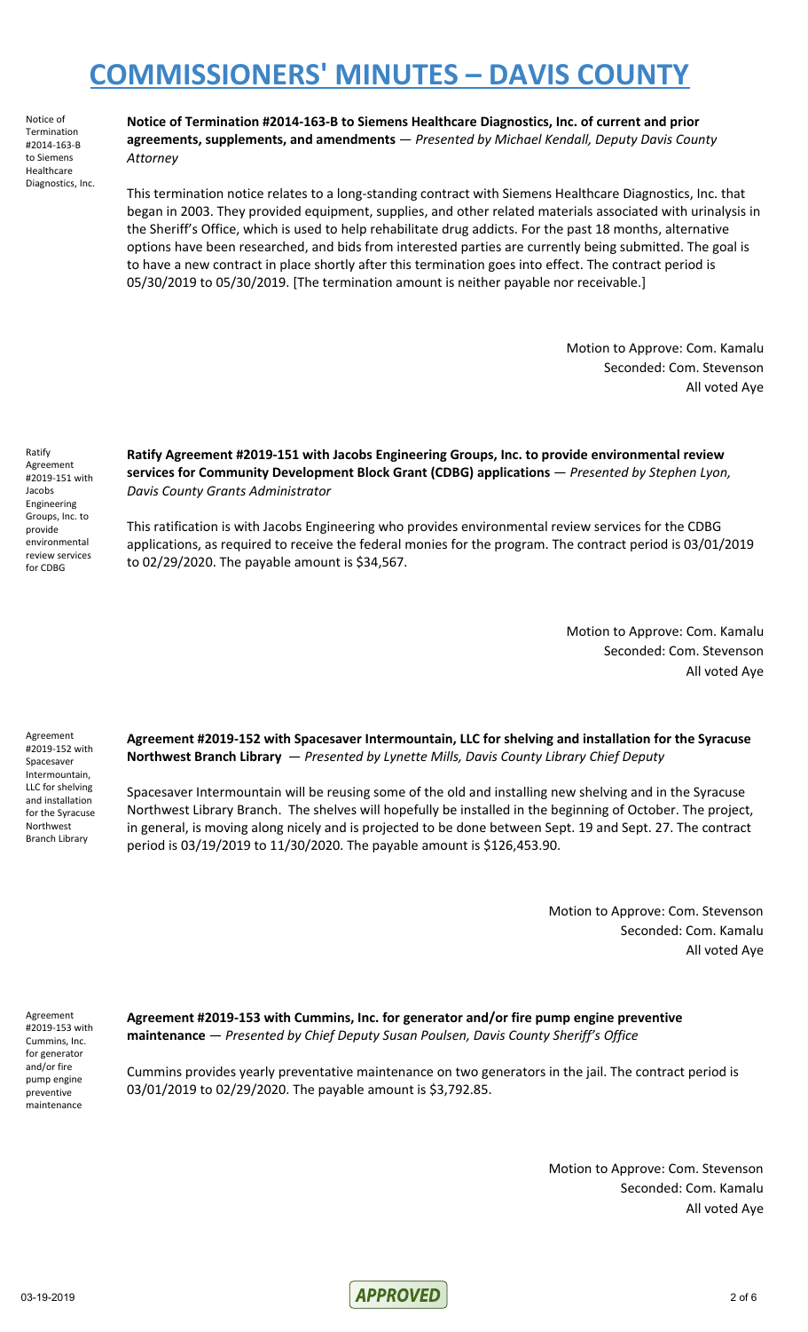# COMMISSIONERS' MINUTES – DAVIS COUNTY

Notice of Termination #2014-163-B to Siemens Healthcare Diagnostics, Inc.

**Notice of Termination #2014-163-B to Siemens Healthcare Diagnostics, Inc. of current and prior agreements, supplements, and amendments** — *Presented by Michael Kendall, Deputy Davis County Attorney*

This termination notice relates to a long-standing contract with Siemens Healthcare Diagnostics, Inc. that began in 2003. They provided equipment, supplies, and other related materials associated with urinalysis in the Sheriff's Office, which is used to help rehabilitate drug addicts. For the past 18 months, alternative options have been researched, and bids from interested parties are currently being submitted. The goal is to have a new contract in place shortly after this termination goes into effect. The contract period is 05/30/2019 to 05/30/2019. [The termination amount is neither payable nor receivable.]

Motion to Approve: Com. Kamalu
Seconded: Com. Stevenson
All voted Aye

Ratify Agreement #2019-151 with Jacobs Engineering Groups, Inc. to provide environmental review services for CDBG

**Ratify Agreement #2019-151 with Jacobs Engineering Groups, Inc. to provide environmental review services for Community Development Block Grant (CDBG) applications** — *Presented by Stephen Lyon, Davis County Grants Administrator*

This ratification is with Jacobs Engineering who provides environmental review services for the CDBG applications, as required to receive the federal monies for the program. The contract period is 03/01/2019 to 02/29/2020. The payable amount is $34,567.

Motion to Approve: Com. Kamalu
Seconded: Com. Stevenson
All voted Aye

Agreement #2019-152 with Spacesaver Intermountain, LLC for shelving and installation for the Syracuse Northwest Branch Library

**Agreement #2019-152 with Spacesaver Intermountain, LLC for shelving and installation for the Syracuse Northwest Branch Library** — *Presented by Lynette Mills, Davis County Library Chief Deputy*

Spacesaver Intermountain will be reusing some of the old and installing new shelving and in the Syracuse Northwest Library Branch. The shelves will hopefully be installed in the beginning of October. The project, in general, is moving along nicely and is projected to be done between Sept. 19 and Sept. 27. The contract period is 03/19/2019 to 11/30/2020. The payable amount is $126,453.90.

Motion to Approve: Com. Stevenson
Seconded: Com. Kamalu
All voted Aye

Agreement #2019-153 with Cummins, Inc. for generator and/or fire pump engine preventive maintenance

**Agreement #2019-153 with Cummins, Inc. for generator and/or fire pump engine preventive maintenance** — *Presented by Chief Deputy Susan Poulsen, Davis County Sheriff's Office*

Cummins provides yearly preventative maintenance on two generators in the jail. The contract period is 03/01/2019 to 02/29/2020. The payable amount is $3,792.85.

Motion to Approve: Com. Stevenson
Seconded: Com. Kamalu
All voted Aye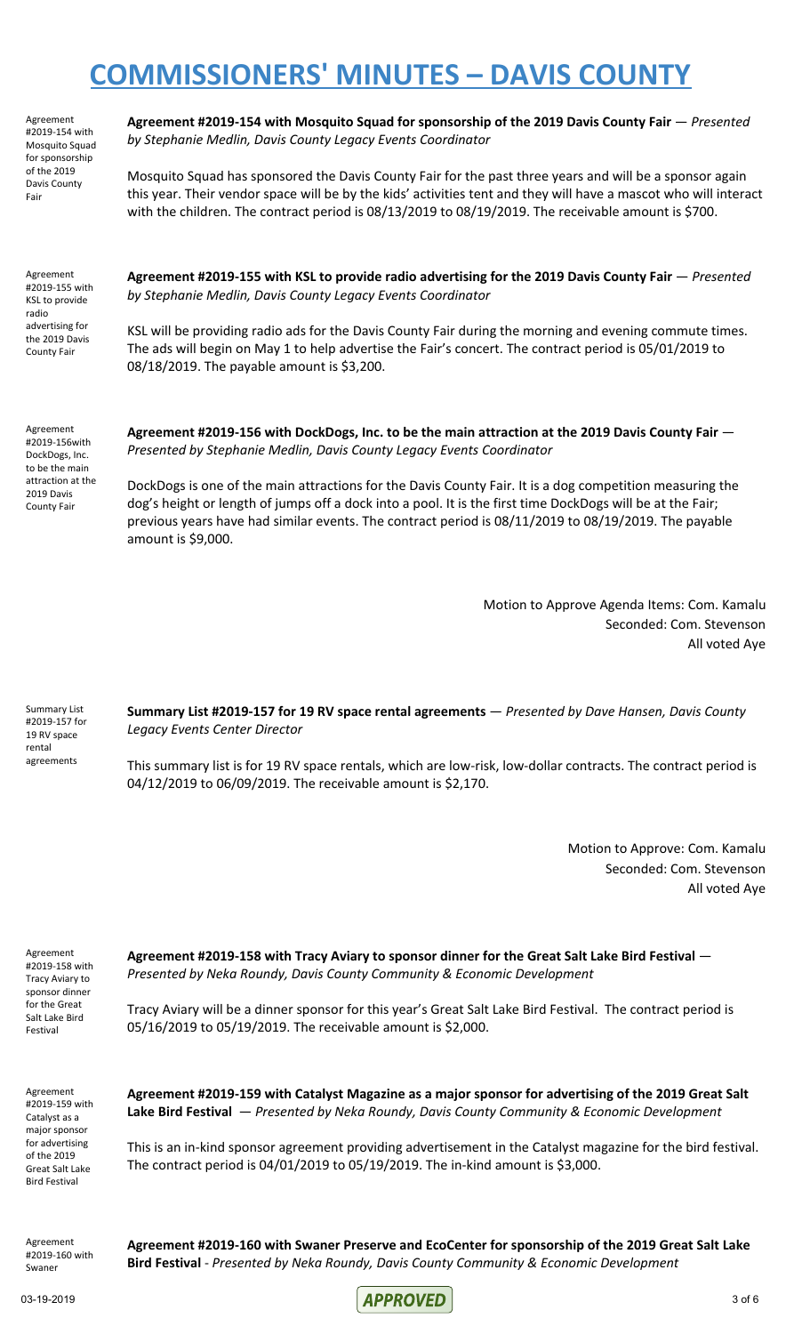# COMMISSIONERS' MINUTES – DAVIS COUNTY

Agreement #2019-154 with Mosquito Squad for sponsorship of the 2019 Davis County Fair

**Agreement #2019-154 with Mosquito Squad for sponsorship of the 2019 Davis County Fair** — *Presented by Stephanie Medlin, Davis County Legacy Events Coordinator*

Mosquito Squad has sponsored the Davis County Fair for the past three years and will be a sponsor again this year. Their vendor space will be by the kids' activities tent and they will have a mascot who will interact with the children. The contract period is 08/13/2019 to 08/19/2019. The receivable amount is $700.

Agreement #2019-155 with KSL to provide radio advertising for the 2019 Davis County Fair

**Agreement #2019-155 with KSL to provide radio advertising for the 2019 Davis County Fair** — *Presented by Stephanie Medlin, Davis County Legacy Events Coordinator*

KSL will be providing radio ads for the Davis County Fair during the morning and evening commute times. The ads will begin on May 1 to help advertise the Fair's concert. The contract period is 05/01/2019 to 08/18/2019. The payable amount is $3,200.

Agreement #2019-156with DockDogs, Inc. to be the main attraction at the 2019 Davis County Fair

**Agreement #2019-156 with DockDogs, Inc. to be the main attraction at the 2019 Davis County Fair** — *Presented by Stephanie Medlin, Davis County Legacy Events Coordinator*

DockDogs is one of the main attractions for the Davis County Fair. It is a dog competition measuring the dog's height or length of jumps off a dock into a pool. It is the first time DockDogs will be at the Fair; previous years have had similar events. The contract period is 08/11/2019 to 08/19/2019. The payable amount is $9,000.

Motion to Approve Agenda Items: Com. Kamalu
Seconded: Com. Stevenson
All voted Aye

Summary List #2019-157 for 19 RV space rental agreements

**Summary List #2019-157 for 19 RV space rental agreements** — *Presented by Dave Hansen, Davis County Legacy Events Center Director*

This summary list is for 19 RV space rentals, which are low-risk, low-dollar contracts. The contract period is 04/12/2019 to 06/09/2019. The receivable amount is $2,170.

Motion to Approve: Com. Kamalu
Seconded: Com. Stevenson
All voted Aye

Agreement #2019-158 with Tracy Aviary to sponsor dinner for the Great Salt Lake Bird Festival

**Agreement #2019-158 with Tracy Aviary to sponsor dinner for the Great Salt Lake Bird Festival** — *Presented by Neka Roundy, Davis County Community & Economic Development*

Tracy Aviary will be a dinner sponsor for this year's Great Salt Lake Bird Festival. The contract period is 05/16/2019 to 05/19/2019. The receivable amount is $2,000.

Agreement #2019-159 with Catalyst as a major sponsor for advertising of the 2019 Great Salt Lake Bird Festival

**Agreement #2019-159 with Catalyst Magazine as a major sponsor for advertising of the 2019 Great Salt Lake Bird Festival** — *Presented by Neka Roundy, Davis County Community & Economic Development*

This is an in-kind sponsor agreement providing advertisement in the Catalyst magazine for the bird festival. The contract period is 04/01/2019 to 05/19/2019. The in-kind amount is $3,000.

Agreement #2019-160 with Swaner

**Agreement #2019-160 with Swaner Preserve and EcoCenter for sponsorship of the 2019 Great Salt Lake Bird Festival** - *Presented by Neka Roundy, Davis County Community & Economic Development*

03-19-2019 APPROVED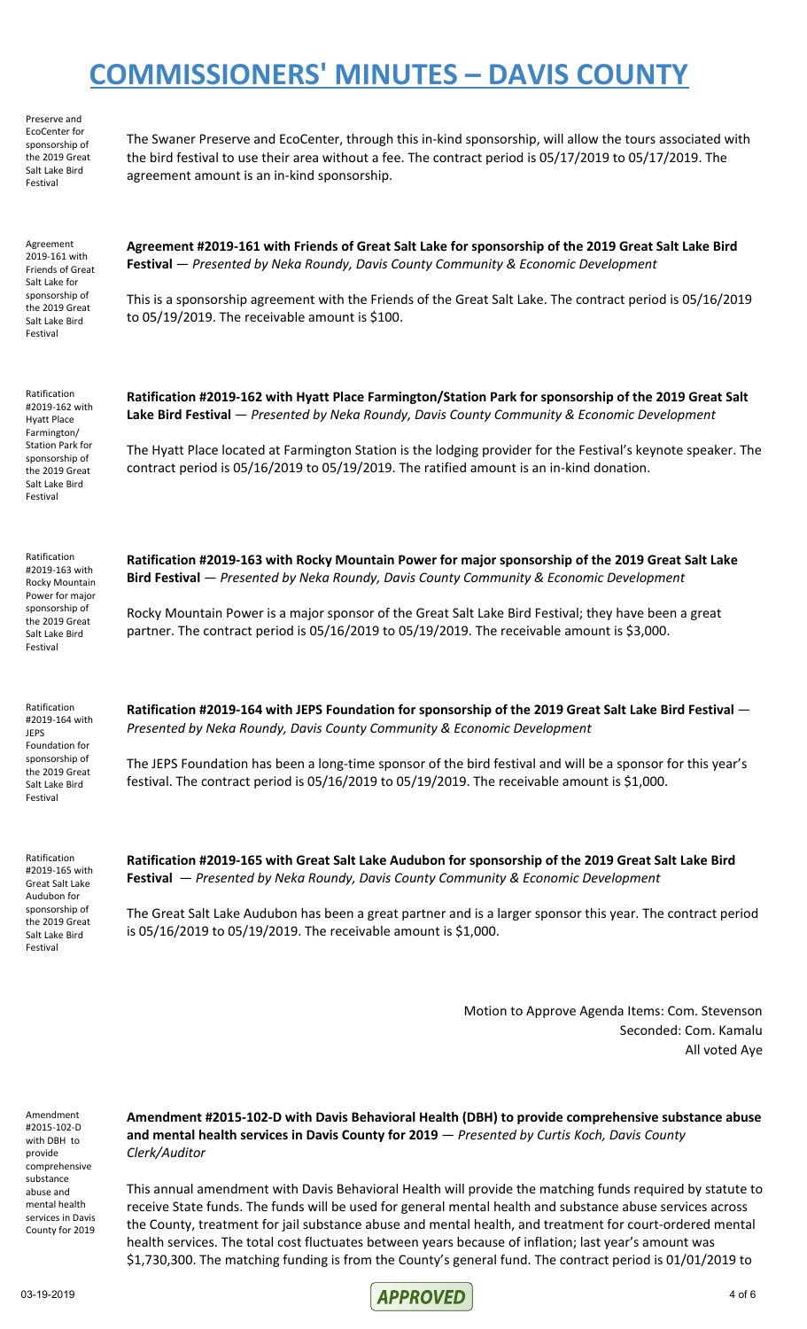# COMMISSIONERS' MINUTES – DAVIS COUNTY

Preserve and EcoCenter for sponsorship of the 2019 Great Salt Lake Bird Festival

The Swaner Preserve and EcoCenter, through this in-kind sponsorship, will allow the tours associated with the bird festival to use their area without a fee. The contract period is 05/17/2019 to 05/17/2019. The agreement amount is an in-kind sponsorship.

Agreement 2019-161 with Friends of Great Salt Lake for sponsorship of the 2019 Great Salt Lake Bird Festival

**Agreement #2019-161 with Friends of Great Salt Lake for sponsorship of the 2019 Great Salt Lake Bird Festival** — *Presented by Neka Roundy, Davis County Community & Economic Development*

This is a sponsorship agreement with the Friends of the Great Salt Lake. The contract period is 05/16/2019 to 05/19/2019. The receivable amount is $100.

Ratification #2019-162 with Hyatt Place Farmington/ Station Park for sponsorship of the 2019 Great Salt Lake Bird Festival

**Ratification #2019-162 with Hyatt Place Farmington/Station Park for sponsorship of the 2019 Great Salt Lake Bird Festival** — *Presented by Neka Roundy, Davis County Community & Economic Development*

The Hyatt Place located at Farmington Station is the lodging provider for the Festival's keynote speaker. The contract period is 05/16/2019 to 05/19/2019. The ratified amount is an in-kind donation.

Ratification #2019-163 with Rocky Mountain Power for major sponsorship of the 2019 Great Salt Lake Bird Festival

**Ratification #2019-163 with Rocky Mountain Power for major sponsorship of the 2019 Great Salt Lake Bird Festival** — *Presented by Neka Roundy, Davis County Community & Economic Development*

Rocky Mountain Power is a major sponsor of the Great Salt Lake Bird Festival; they have been a great partner. The contract period is 05/16/2019 to 05/19/2019. The receivable amount is $3,000.

Ratification #2019-164 with JEPS Foundation for sponsorship of the 2019 Great Salt Lake Bird Festival

**Ratification #2019-164 with JEPS Foundation for sponsorship of the 2019 Great Salt Lake Bird Festival** — *Presented by Neka Roundy, Davis County Community & Economic Development*

The JEPS Foundation has been a long-time sponsor of the bird festival and will be a sponsor for this year's festival. The contract period is 05/16/2019 to 05/19/2019. The receivable amount is $1,000.

Ratification #2019-165 with Great Salt Lake Audubon for sponsorship of the 2019 Great Salt Lake Bird Festival

**Ratification #2019-165 with Great Salt Lake Audubon for sponsorship of the 2019 Great Salt Lake Bird Festival** — *Presented by Neka Roundy, Davis County Community & Economic Development*

The Great Salt Lake Audubon has been a great partner and is a larger sponsor this year. The contract period is 05/16/2019 to 05/19/2019. The receivable amount is $1,000.

Motion to Approve Agenda Items: Com. Stevenson
Seconded: Com. Kamalu
All voted Aye

Amendment #2015-102-D with DBH to provide comprehensive substance abuse and mental health services in Davis County for 2019

**Amendment #2015-102-D with Davis Behavioral Health (DBH) to provide comprehensive substance abuse and mental health services in Davis County for 2019** — *Presented by Curtis Koch, Davis County Clerk/Auditor*

This annual amendment with Davis Behavioral Health will provide the matching funds required by statute to receive State funds. The funds will be used for general mental health and substance abuse services across the County, treatment for jail substance abuse and mental health, and treatment for court-ordered mental health services. The total cost fluctuates between years because of inflation; last year's amount was $1,730,300. The matching funding is from the County's general fund. The contract period is 01/01/2019 to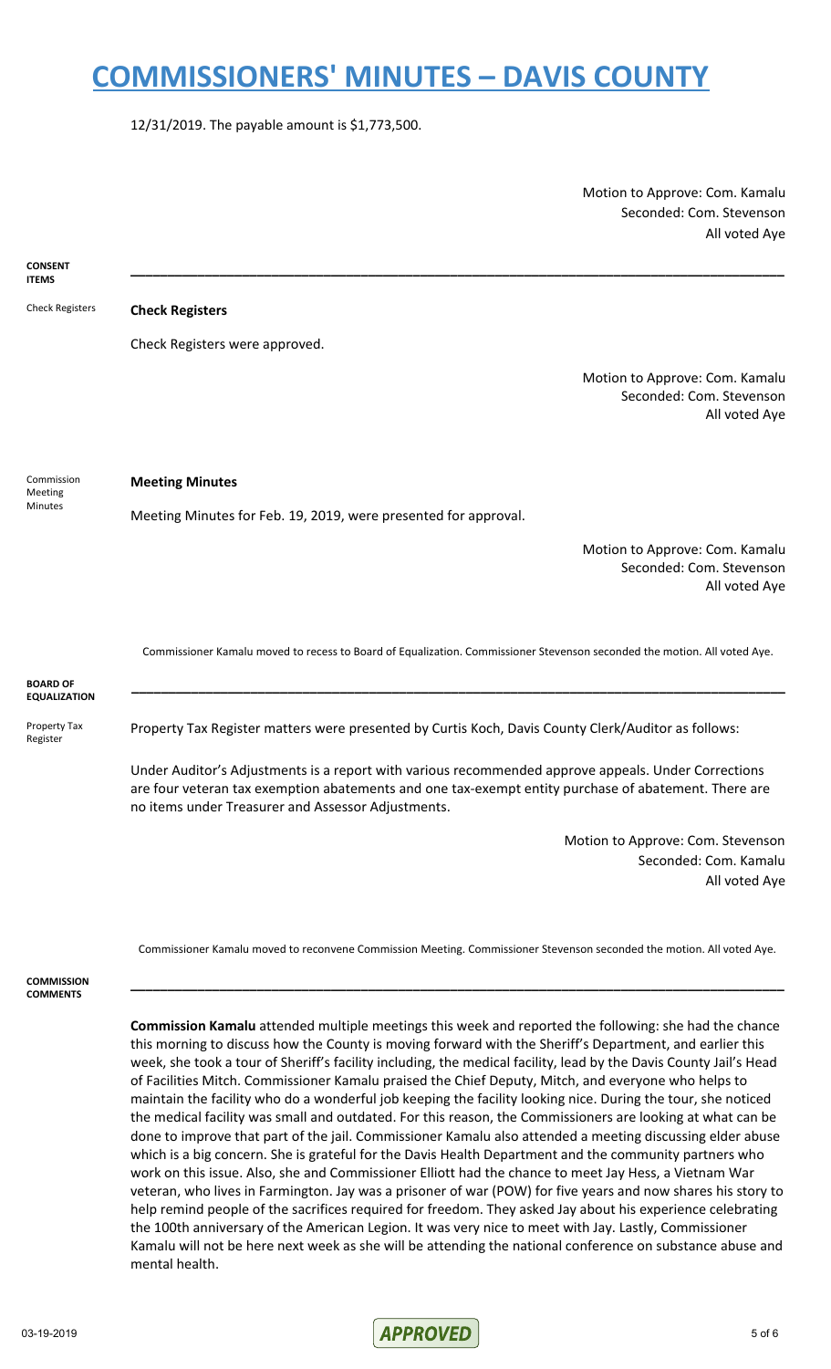12/31/2019. The payable amount is $1,773,500.

Motion to Approve: Com. Kamalu
Seconded: Com. Stevenson
All voted Aye

**CONSENT ITEMS**

---

Check Registers

**Check Registers**

Check Registers were approved.

Motion to Approve: Com. Kamalu
Seconded: Com. Stevenson
All voted Aye

Commission Meeting Minutes

**Meeting Minutes**

Meeting Minutes for Feb. 19, 2019, were presented for approval.

Motion to Approve: Com. Kamalu
Seconded: Com. Stevenson
All voted Aye

Commissioner Kamalu moved to recess to Board of Equalization. Commissioner Stevenson seconded the motion. All voted Aye.

**BOARD OF EQUALIZATION**

---

Property Tax Register

Property Tax Register matters were presented by Curtis Koch, Davis County Clerk/Auditor as follows:

Under Auditor's Adjustments is a report with various recommended approve appeals. Under Corrections are four veteran tax exemption abatements and one tax-exempt entity purchase of abatement. There are no items under Treasurer and Assessor Adjustments.

Motion to Approve: Com. Stevenson
Seconded: Com. Kamalu
All voted Aye

Commissioner Kamalu moved to reconvene Commission Meeting. Commissioner Stevenson seconded the motion. All voted Aye.

**COMMISSION COMMENTS**

---

**Commission Kamalu** attended multiple meetings this week and reported the following: she had the chance this morning to discuss how the County is moving forward with the Sheriff's Department, and earlier this week, she took a tour of Sheriff's facility including, the medical facility, lead by the Davis County Jail's Head of Facilities Mitch. Commissioner Kamalu praised the Chief Deputy, Mitch, and everyone who helps to maintain the facility who do a wonderful job keeping the facility looking nice. During the tour, she noticed the medical facility was small and outdated. For this reason, the Commissioners are looking at what can be done to improve that part of the jail. Commissioner Kamalu also attended a meeting discussing elder abuse which is a big concern. She is grateful for the Davis Health Department and the community partners who work on this issue. Also, she and Commissioner Elliott had the chance to meet Jay Hess, a Vietnam War veteran, who lives in Farmington. Jay was a prisoner of war (POW) for five years and now shares his story to help remind people of the sacrifices required for freedom. They asked Jay about his experience celebrating the 100th anniversary of the American Legion. It was very nice to meet with Jay. Lastly, Commissioner Kamalu will not be here next week as she will be attending the national conference on substance abuse and mental health.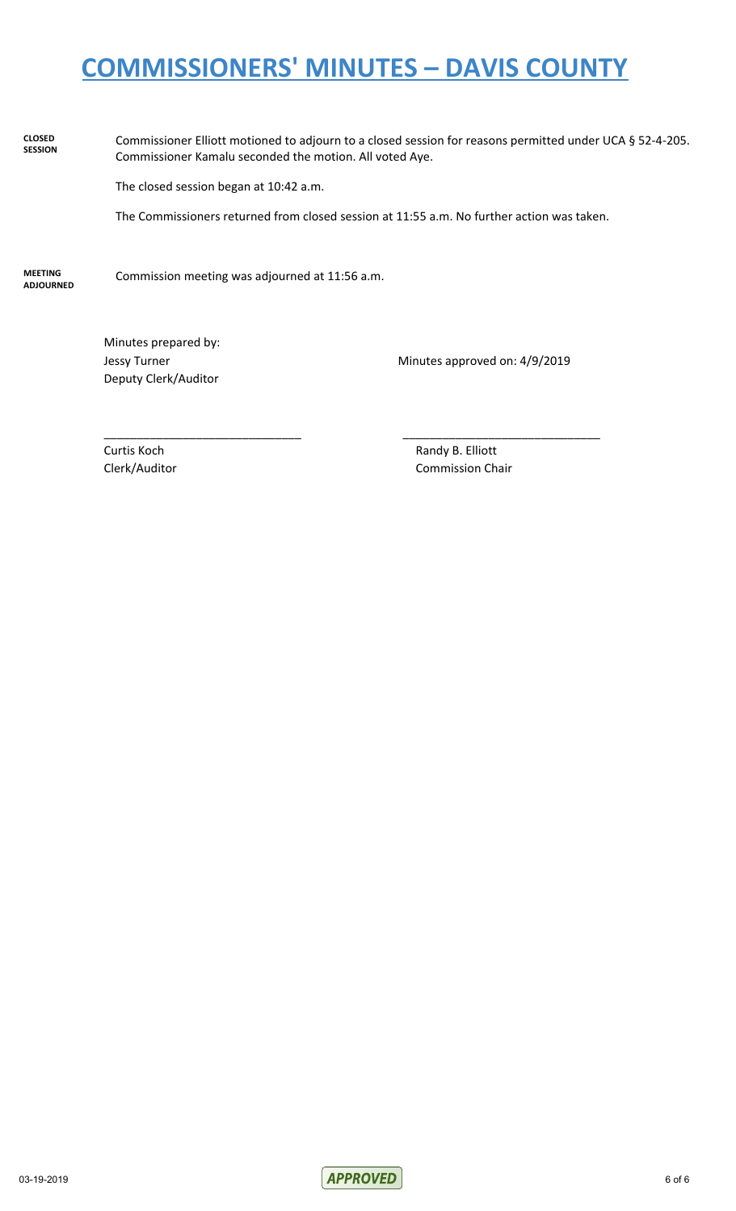# COMMISSIONERS' MINUTES – DAVIS COUNTY

**CLOSED SESSION**

Commissioner Elliott motioned to adjourn to a closed session for reasons permitted under UCA § 52-4-205. Commissioner Kamalu seconded the motion. All voted Aye.

The closed session began at 10:42 a.m.

The Commissioners returned from closed session at 11:55 a.m. No further action was taken.

**MEETING ADJOURNED**

Commission meeting was adjourned at 11:56 a.m.

Minutes prepared by:
Jessy Turner
Deputy Clerk/Auditor

Minutes approved on: 4/9/2019

_____________________________
Curtis Koch
Clerk/Auditor

_____________________________
Randy B. Elliott
Commission Chair

03-19-2019 **APPROVED**